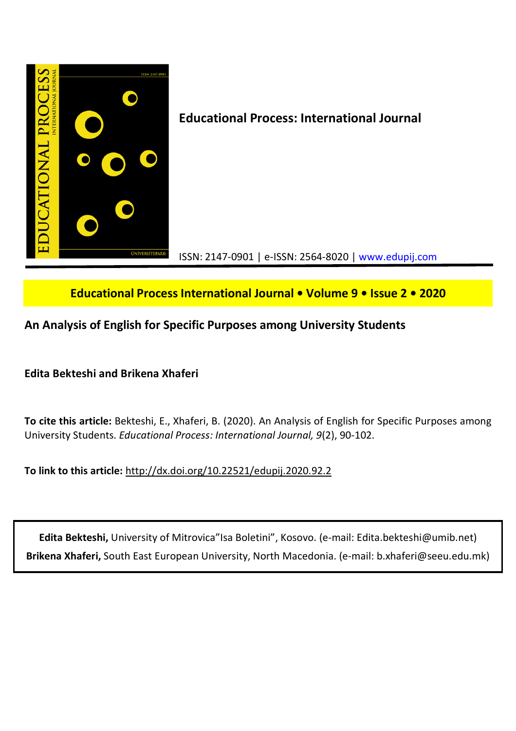**Educational Process: International Journal**

ISSN: 2147-0901 | e-ISSN: 2564-8020 | www.edupij.com

**Educational Process International Journal • Volume 9 • Issue 2 • 2020**

## An Analysis of English for Specific Purposes among University Students

**Edita Bekteshi and Brikena Xhaferi**

**To cite this article:** Bekteshi, E., Xhaferi, B. (2020). An Analysis of English for Specific Purposes among University Students. *Educational Process: International Journal, 9*(2), 90-102.

**To link to this article:** http://dx.doi.org/10.22521/edupij.2020.92.2

**Edita Bekteshi,** University of Mitrovica"Isa Boletini", Kosovo. (e-mail: Edita.bekteshi@umib.net)
**Brikena Xhaferi,** South East European University, North Macedonia. (e-mail: b.xhaferi@seeu.edu.mk)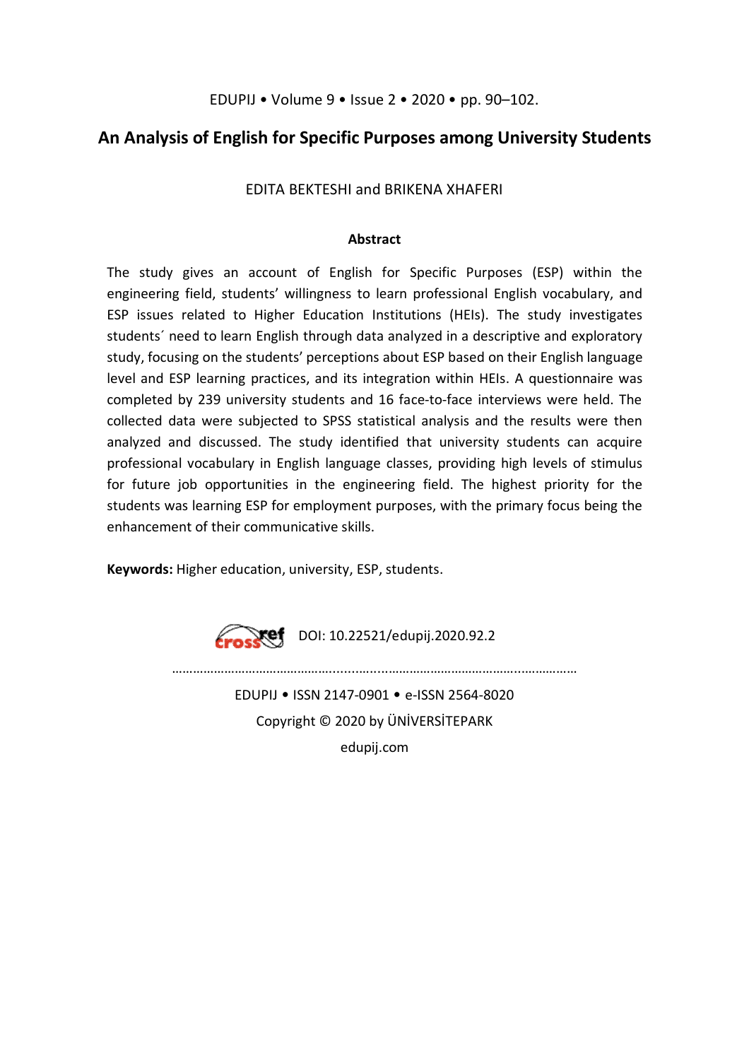# An Analysis of English for Specific Purposes among University Students

EDITA BEKTESHI and BRIKENA XHAFERI

### Abstract

The study gives an account of English for Specific Purposes (ESP) within the engineering field, students' willingness to learn professional English vocabulary, and ESP issues related to Higher Education Institutions (HEIs). The study investigates students´ need to learn English through data analyzed in a descriptive and exploratory study, focusing on the students' perceptions about ESP based on their English language level and ESP learning practices, and its integration within HEIs. A questionnaire was completed by 239 university students and 16 face-to-face interviews were held. The collected data were subjected to SPSS statistical analysis and the results were then analyzed and discussed. The study identified that university students can acquire professional vocabulary in English language classes, providing high levels of stimulus for future job opportunities in the engineering field. The highest priority for the students was learning ESP for employment purposes, with the primary focus being the enhancement of their communicative skills.

**Keywords:** Higher education, university, ESP, students.

DOI: 10.22521/edupij.2020.92.2

EDUPIJ • ISSN 2147-0901 • e-ISSN 2564-8020

Copyright © 2020 by ÜNİVERSİTEPARK

edupij.com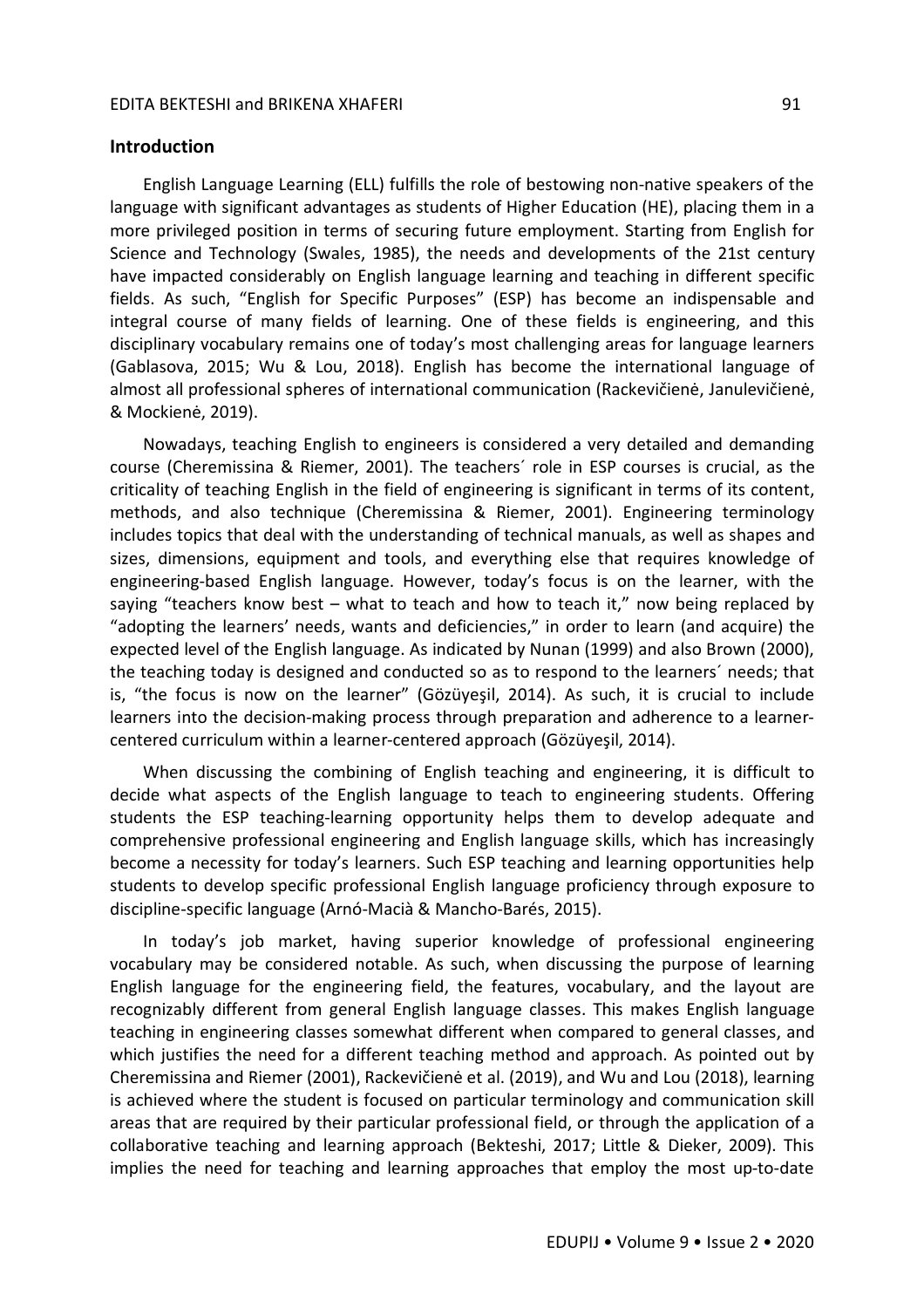## Introduction

English Language Learning (ELL) fulfills the role of bestowing non-native speakers of the language with significant advantages as students of Higher Education (HE), placing them in a more privileged position in terms of securing future employment. Starting from English for Science and Technology (Swales, 1985), the needs and developments of the 21st century have impacted considerably on English language learning and teaching in different specific fields. As such, "English for Specific Purposes" (ESP) has become an indispensable and integral course of many fields of learning. One of these fields is engineering, and this disciplinary vocabulary remains one of today's most challenging areas for language learners (Gablasova, 2015; Wu & Lou, 2018). English has become the international language of almost all professional spheres of international communication (Rackevičienė, Janulevičienė, & Mockienė, 2019).

Nowadays, teaching English to engineers is considered a very detailed and demanding course (Cheremissina & Riemer, 2001). The teachers´ role in ESP courses is crucial, as the criticality of teaching English in the field of engineering is significant in terms of its content, methods, and also technique (Cheremissina & Riemer, 2001). Engineering terminology includes topics that deal with the understanding of technical manuals, as well as shapes and sizes, dimensions, equipment and tools, and everything else that requires knowledge of engineering-based English language. However, today's focus is on the learner, with the saying "teachers know best – what to teach and how to teach it," now being replaced by "adopting the learners' needs, wants and deficiencies," in order to learn (and acquire) the expected level of the English language. As indicated by Nunan (1999) and also Brown (2000), the teaching today is designed and conducted so as to respond to the learners´ needs; that is, "the focus is now on the learner" (Gözüyeşil, 2014). As such, it is crucial to include learners into the decision-making process through preparation and adherence to a learner-centered curriculum within a learner-centered approach (Gözüyeşil, 2014).

When discussing the combining of English teaching and engineering, it is difficult to decide what aspects of the English language to teach to engineering students. Offering students the ESP teaching-learning opportunity helps them to develop adequate and comprehensive professional engineering and English language skills, which has increasingly become a necessity for today's learners. Such ESP teaching and learning opportunities help students to develop specific professional English language proficiency through exposure to discipline-specific language (Arnó-Macià & Mancho-Barés, 2015).

In today's job market, having superior knowledge of professional engineering vocabulary may be considered notable. As such, when discussing the purpose of learning English language for the engineering field, the features, vocabulary, and the layout are recognizably different from general English language classes. This makes English language teaching in engineering classes somewhat different when compared to general classes, and which justifies the need for a different teaching method and approach. As pointed out by Cheremissina and Riemer (2001), Rackevičienė et al. (2019), and Wu and Lou (2018), learning is achieved where the student is focused on particular terminology and communication skill areas that are required by their particular professional field, or through the application of a collaborative teaching and learning approach (Bekteshi, 2017; Little & Dieker, 2009). This implies the need for teaching and learning approaches that employ the most up-to-date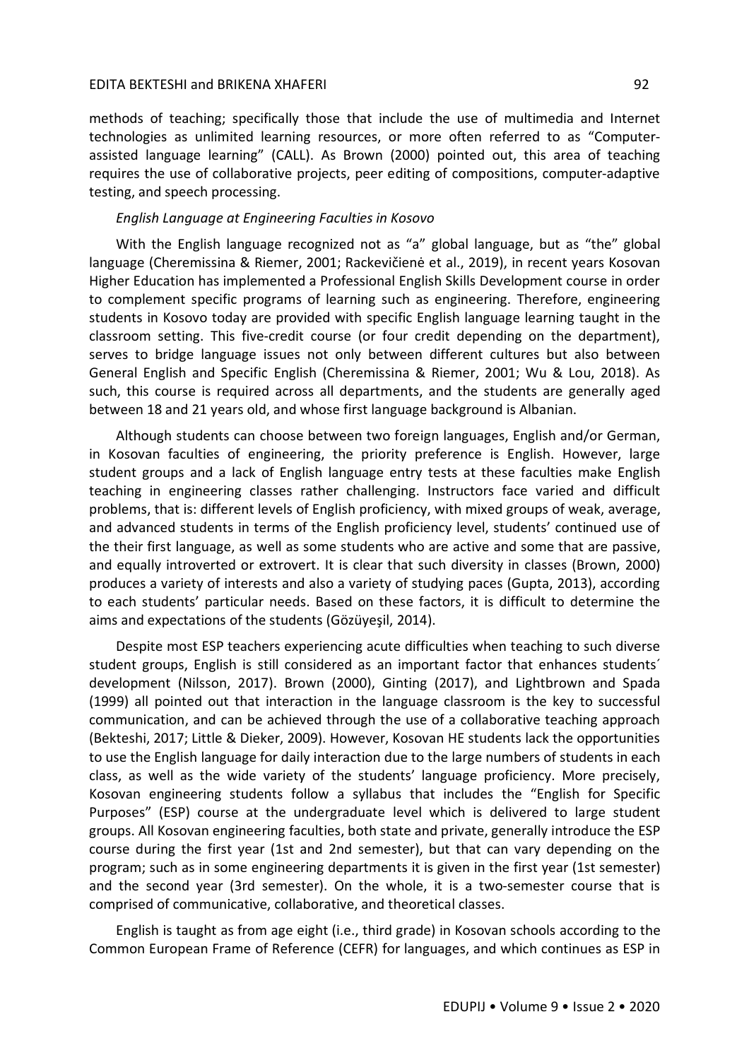methods of teaching; specifically those that include the use of multimedia and Internet technologies as unlimited learning resources, or more often referred to as "Computer-assisted language learning" (CALL). As Brown (2000) pointed out, this area of teaching requires the use of collaborative projects, peer editing of compositions, computer-adaptive testing, and speech processing.

*English Language at Engineering Faculties in Kosovo*

With the English language recognized not as "a" global language, but as "the" global language (Cheremissina & Riemer, 2001; Rackevičienė et al., 2019), in recent years Kosovan Higher Education has implemented a Professional English Skills Development course in order to complement specific programs of learning such as engineering. Therefore, engineering students in Kosovo today are provided with specific English language learning taught in the classroom setting. This five-credit course (or four credit depending on the department), serves to bridge language issues not only between different cultures but also between General English and Specific English (Cheremissina & Riemer, 2001; Wu & Lou, 2018). As such, this course is required across all departments, and the students are generally aged between 18 and 21 years old, and whose first language background is Albanian.

Although students can choose between two foreign languages, English and/or German, in Kosovan faculties of engineering, the priority preference is English. However, large student groups and a lack of English language entry tests at these faculties make English teaching in engineering classes rather challenging. Instructors face varied and difficult problems, that is: different levels of English proficiency, with mixed groups of weak, average, and advanced students in terms of the English proficiency level, students' continued use of the their first language, as well as some students who are active and some that are passive, and equally introverted or extrovert. It is clear that such diversity in classes (Brown, 2000) produces a variety of interests and also a variety of studying paces (Gupta, 2013), according to each students' particular needs. Based on these factors, it is difficult to determine the aims and expectations of the students (Gözüyeşil, 2014).

Despite most ESP teachers experiencing acute difficulties when teaching to such diverse student groups, English is still considered as an important factor that enhances students´ development (Nilsson, 2017). Brown (2000), Ginting (2017), and Lightbrown and Spada (1999) all pointed out that interaction in the language classroom is the key to successful communication, and can be achieved through the use of a collaborative teaching approach (Bekteshi, 2017; Little & Dieker, 2009). However, Kosovan HE students lack the opportunities to use the English language for daily interaction due to the large numbers of students in each class, as well as the wide variety of the students' language proficiency. More precisely, Kosovan engineering students follow a syllabus that includes the "English for Specific Purposes" (ESP) course at the undergraduate level which is delivered to large student groups. All Kosovan engineering faculties, both state and private, generally introduce the ESP course during the first year (1st and 2nd semester), but that can vary depending on the program; such as in some engineering departments it is given in the first year (1st semester) and the second year (3rd semester). On the whole, it is a two-semester course that is comprised of communicative, collaborative, and theoretical classes.

English is taught as from age eight (i.e., third grade) in Kosovan schools according to the Common European Frame of Reference (CEFR) for languages, and which continues as ESP in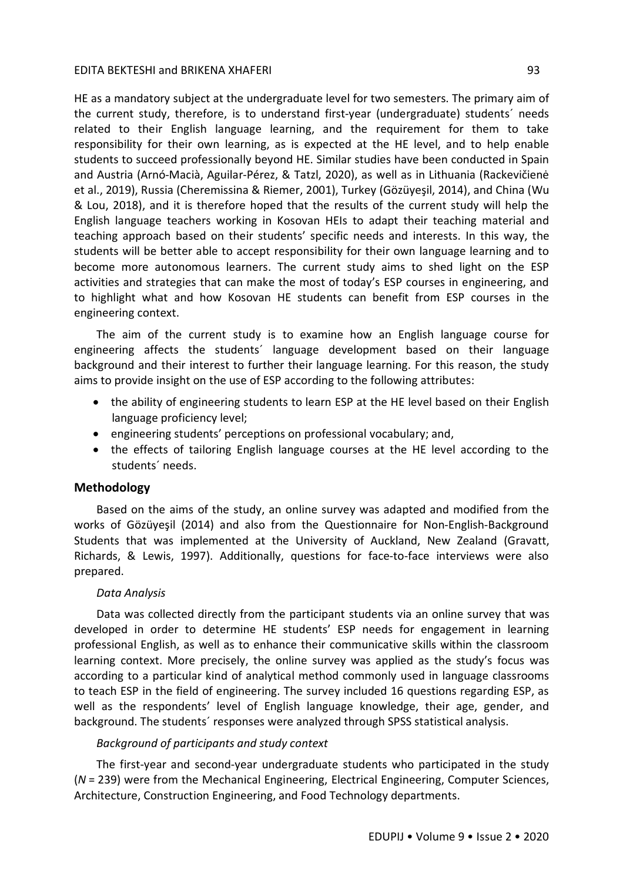HE as a mandatory subject at the undergraduate level for two semesters. The primary aim of the current study, therefore, is to understand first-year (undergraduate) students´ needs related to their English language learning, and the requirement for them to take responsibility for their own learning, as is expected at the HE level, and to help enable students to succeed professionally beyond HE. Similar studies have been conducted in Spain and Austria (Arnó-Macià, Aguilar-Pérez, & Tatzl, 2020), as well as in Lithuania (Rackevičienė et al., 2019), Russia (Cheremissina & Riemer, 2001), Turkey (Gözüyeşil, 2014), and China (Wu & Lou, 2018), and it is therefore hoped that the results of the current study will help the English language teachers working in Kosovan HEIs to adapt their teaching material and teaching approach based on their students' specific needs and interests. In this way, the students will be better able to accept responsibility for their own language learning and to become more autonomous learners. The current study aims to shed light on the ESP activities and strategies that can make the most of today's ESP courses in engineering, and to highlight what and how Kosovan HE students can benefit from ESP courses in the engineering context.

The aim of the current study is to examine how an English language course for engineering affects the students´ language development based on their language background and their interest to further their language learning. For this reason, the study aims to provide insight on the use of ESP according to the following attributes:

- the ability of engineering students to learn ESP at the HE level based on their English language proficiency level;
- engineering students' perceptions on professional vocabulary; and,
- the effects of tailoring English language courses at the HE level according to the students´ needs.

## Methodology

Based on the aims of the study, an online survey was adapted and modified from the works of Gözüyeşil (2014) and also from the Questionnaire for Non-English-Background Students that was implemented at the University of Auckland, New Zealand (Gravatt, Richards, & Lewis, 1997). Additionally, questions for face-to-face interviews were also prepared.

### *Data Analysis*

Data was collected directly from the participant students via an online survey that was developed in order to determine HE students' ESP needs for engagement in learning professional English, as well as to enhance their communicative skills within the classroom learning context. More precisely, the online survey was applied as the study's focus was according to a particular kind of analytical method commonly used in language classrooms to teach ESP in the field of engineering. The survey included 16 questions regarding ESP, as well as the respondents' level of English language knowledge, their age, gender, and background. The students´ responses were analyzed through SPSS statistical analysis.

### *Background of participants and study context*

The first-year and second-year undergraduate students who participated in the study ($N$ = 239) were from the Mechanical Engineering, Electrical Engineering, Computer Sciences, Architecture, Construction Engineering, and Food Technology departments.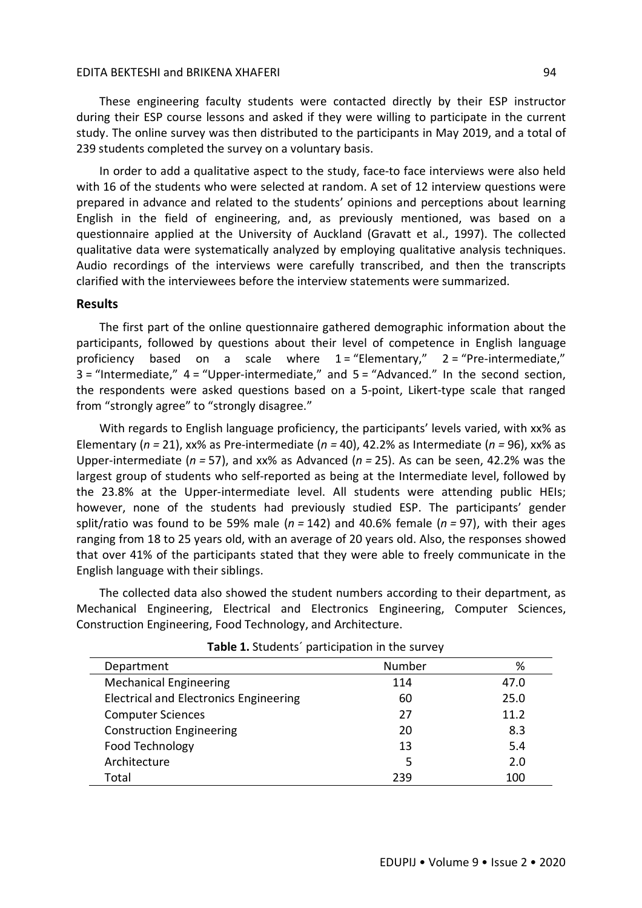These engineering faculty students were contacted directly by their ESP instructor during their ESP course lessons and asked if they were willing to participate in the current study. The online survey was then distributed to the participants in May 2019, and a total of 239 students completed the survey on a voluntary basis.

In order to add a qualitative aspect to the study, face-to face interviews were also held with 16 of the students who were selected at random. A set of 12 interview questions were prepared in advance and related to the students' opinions and perceptions about learning English in the field of engineering, and, as previously mentioned, was based on a questionnaire applied at the University of Auckland (Gravatt et al., 1997). The collected qualitative data were systematically analyzed by employing qualitative analysis techniques. Audio recordings of the interviews were carefully transcribed, and then the transcripts clarified with the interviewees before the interview statements were summarized.

## Results

The first part of the online questionnaire gathered demographic information about the participants, followed by questions about their level of competence in English language proficiency based on a scale where 1 = "Elementary," 2 = "Pre-intermediate," 3 = "Intermediate," 4 = "Upper-intermediate," and 5 = "Advanced." In the second section, the respondents were asked questions based on a 5-point, Likert-type scale that ranged from "strongly agree" to "strongly disagree."

With regards to English language proficiency, the participants' levels varied, with xx% as Elementary ($n = 21$), xx% as Pre-intermediate ($n = 40$), 42.2% as Intermediate ($n = 96$), xx% as Upper-intermediate ($n = 57$), and xx% as Advanced ($n = 25$). As can be seen, 42.2% was the largest group of students who self-reported as being at the Intermediate level, followed by the 23.8% at the Upper-intermediate level. All students were attending public HEIs; however, none of the students had previously studied ESP. The participants' gender split/ratio was found to be 59% male ($n = 142$) and 40.6% female ($n = 97$), with their ages ranging from 18 to 25 years old, with an average of 20 years old. Also, the responses showed that over 41% of the participants stated that they were able to freely communicate in the English language with their siblings.

The collected data also showed the student numbers according to their department, as Mechanical Engineering, Electrical and Electronics Engineering, Computer Sciences, Construction Engineering, Food Technology, and Architecture.

**Table 1.** Students´ participation in the survey

| Department | Number | % |
|---|---|---|
| Mechanical Engineering | 114 | 47.0 |
| Electrical and Electronics Engineering | 60 | 25.0 |
| Computer Sciences | 27 | 11.2 |
| Construction Engineering | 20 | 8.3 |
| Food Technology | 13 | 5.4 |
| Architecture | 5 | 2.0 |
| Total | 239 | 100 |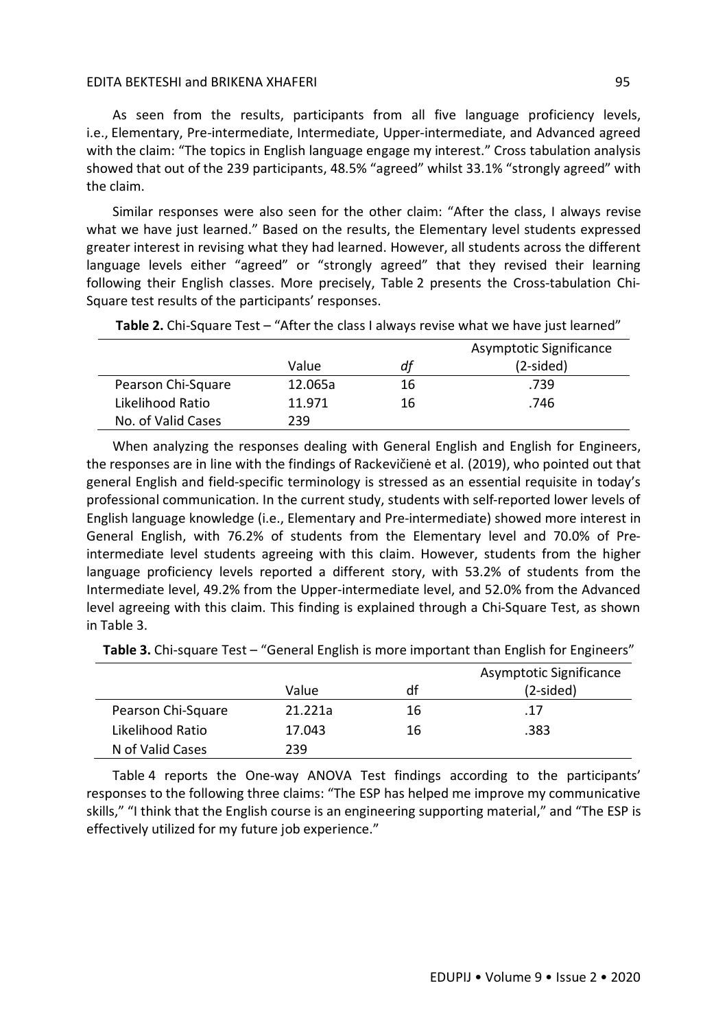As seen from the results, participants from all five language proficiency levels, i.e., Elementary, Pre-intermediate, Intermediate, Upper-intermediate, and Advanced agreed with the claim: "The topics in English language engage my interest." Cross tabulation analysis showed that out of the 239 participants, 48.5% "agreed" whilst 33.1% "strongly agreed" with the claim.

Similar responses were also seen for the other claim: "After the class, I always revise what we have just learned." Based on the results, the Elementary level students expressed greater interest in revising what they had learned. However, all students across the different language levels either "agreed" or "strongly agreed" that they revised their learning following their English classes. More precisely, Table 2 presents the Cross-tabulation Chi-Square test results of the participants' responses.

**Table 2.** Chi-Square Test – "After the class I always revise what we have just learned"

| | Value | *df* | Asymptotic Significance (2-sided) |
|---|---|---|---|
| Pearson Chi-Square | 12.065a | 16 | .739 |
| Likelihood Ratio | 11.971 | 16 | .746 |
| No. of Valid Cases | 239 | | |

When analyzing the responses dealing with General English and English for Engineers, the responses are in line with the findings of Rackevičienė et al. (2019), who pointed out that general English and field-specific terminology is stressed as an essential requisite in today's professional communication. In the current study, students with self-reported lower levels of English language knowledge (i.e., Elementary and Pre-intermediate) showed more interest in General English, with 76.2% of students from the Elementary level and 70.0% of Pre-intermediate level students agreeing with this claim. However, students from the higher language proficiency levels reported a different story, with 53.2% of students from the Intermediate level, 49.2% from the Upper-intermediate level, and 52.0% from the Advanced level agreeing with this claim. This finding is explained through a Chi-Square Test, as shown in Table 3.

**Table 3.** Chi-square Test – "General English is more important than English for Engineers"

| | Value | df | Asymptotic Significance (2-sided) |
|---|---|---|---|
| Pearson Chi-Square | 21.221a | 16 | .17 |
| Likelihood Ratio | 17.043 | 16 | .383 |
| N of Valid Cases | 239 | | |

Table 4 reports the One-way ANOVA Test findings according to the participants' responses to the following three claims: "The ESP has helped me improve my communicative skills," "I think that the English course is an engineering supporting material," and "The ESP is effectively utilized for my future job experience."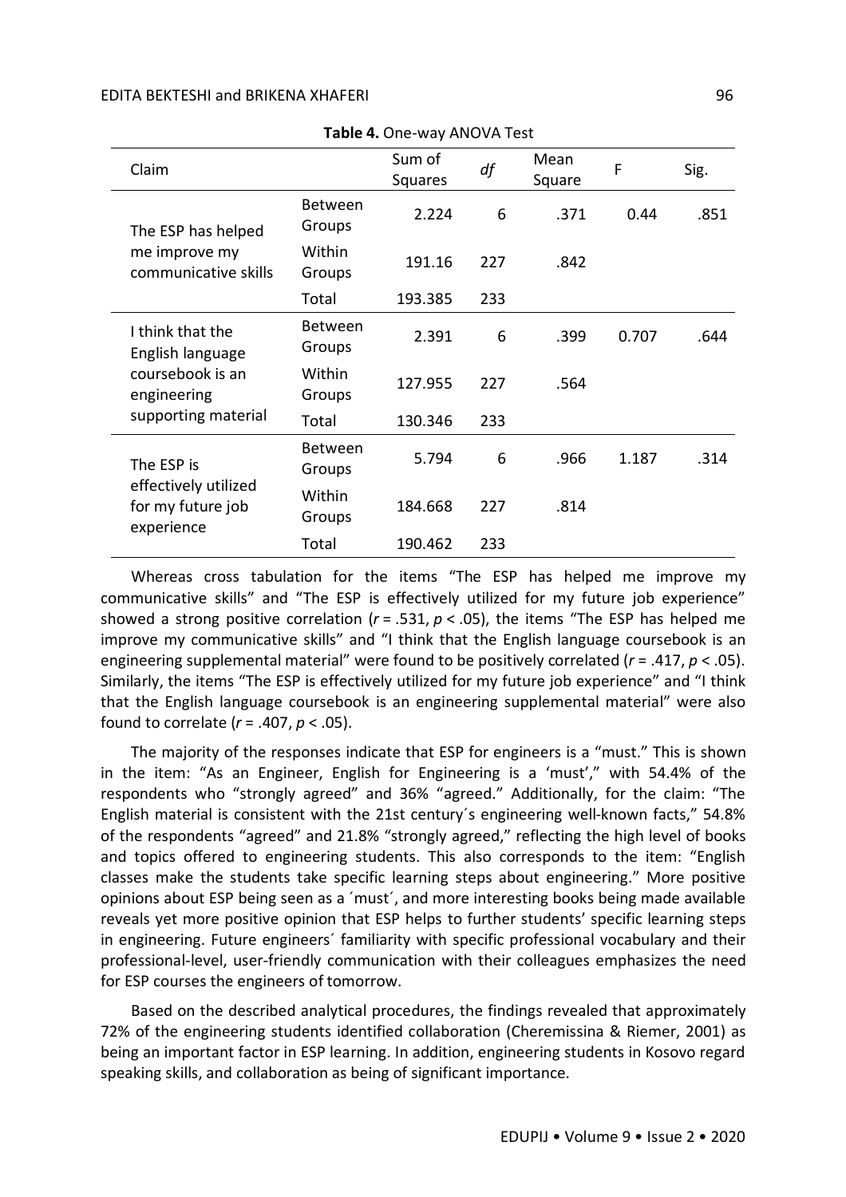**Table 4.** One-way ANOVA Test

| Claim | | Sum of Squares | *df* | Mean Square | F | Sig. |
|---|---|---|---|---|---|---|
| The ESP has helped me improve my communicative skills | Between Groups | 2.224 | 6 | .371 | 0.44 | .851 |
| | Within Groups | 191.16 | 227 | .842 | | |
| | Total | 193.385 | 233 | | | |
| I think that the English language coursebook is an engineering supporting material | Between Groups | 2.391 | 6 | .399 | 0.707 | .644 |
| | Within Groups | 127.955 | 227 | .564 | | |
| | Total | 130.346 | 233 | | | |
| The ESP is effectively utilized for my future job experience | Between Groups | 5.794 | 6 | .966 | 1.187 | .314 |
| | Within Groups | 184.668 | 227 | .814 | | |
| | Total | 190.462 | 233 | | | |

Whereas cross tabulation for the items "The ESP has helped me improve my communicative skills" and "The ESP is effectively utilized for my future job experience" showed a strong positive correlation ($r$ = .531, $p < .05$), the items "The ESP has helped me improve my communicative skills" and "I think that the English language coursebook is an engineering supplemental material" were found to be positively correlated ($r$ = .417, $p < .05$). Similarly, the items "The ESP is effectively utilized for my future job experience" and "I think that the English language coursebook is an engineering supplemental material" were also found to correlate ($r$ = .407, $p < .05$).

The majority of the responses indicate that ESP for engineers is a "must." This is shown in the item: "As an Engineer, English for Engineering is a 'must'," with 54.4% of the respondents who "strongly agreed" and 36% "agreed." Additionally, for the claim: "The English material is consistent with the 21st century´s engineering well-known facts," 54.8% of the respondents "agreed" and 21.8% "strongly agreed," reflecting the high level of books and topics offered to engineering students. This also corresponds to the item: "English classes make the students take specific learning steps about engineering." More positive opinions about ESP being seen as a ´must´, and more interesting books being made available reveals yet more positive opinion that ESP helps to further students' specific learning steps in engineering. Future engineers´ familiarity with specific professional vocabulary and their professional-level, user-friendly communication with their colleagues emphasizes the need for ESP courses the engineers of tomorrow.

Based on the described analytical procedures, the findings revealed that approximately 72% of the engineering students identified collaboration (Cheremissina & Riemer, 2001) as being an important factor in ESP learning. In addition, engineering students in Kosovo regard speaking skills, and collaboration as being of significant importance.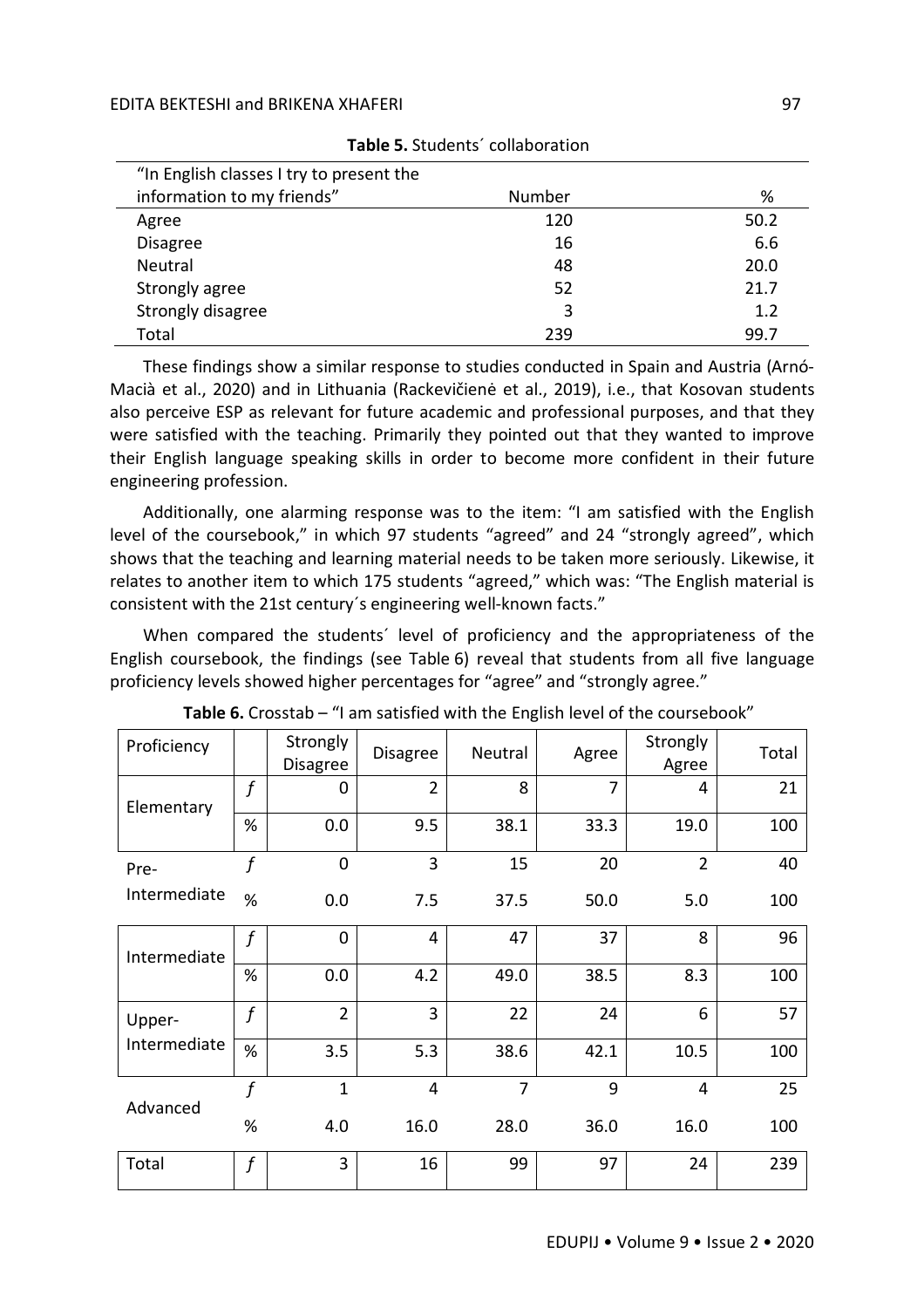**Table 5.** Students´ collaboration

| "In English classes I try to present the information to my friends" | Number | % |
|---|---|---|
| Agree | 120 | 50.2 |
| Disagree | 16 | 6.6 |
| Neutral | 48 | 20.0 |
| Strongly agree | 52 | 21.7 |
| Strongly disagree | 3 | 1.2 |
| Total | 239 | 99.7 |

These findings show a similar response to studies conducted in Spain and Austria (Arnó-Macià et al., 2020) and in Lithuania (Rackevičienė et al., 2019), i.e., that Kosovan students also perceive ESP as relevant for future academic and professional purposes, and that they were satisfied with the teaching. Primarily they pointed out that they wanted to improve their English language speaking skills in order to become more confident in their future engineering profession.

Additionally, one alarming response was to the item: "I am satisfied with the English level of the coursebook," in which 97 students "agreed" and 24 "strongly agreed", which shows that the teaching and learning material needs to be taken more seriously. Likewise, it relates to another item to which 175 students "agreed," which was: "The English material is consistent with the 21st century´s engineering well-known facts."

When compared the students´ level of proficiency and the appropriateness of the English coursebook, the findings (see Table 6) reveal that students from all five language proficiency levels showed higher percentages for "agree" and "strongly agree."

**Table 6.** Crosstab – "I am satisfied with the English level of the coursebook"

| Proficiency | | Strongly Disagree | Disagree | Neutral | Agree | Strongly Agree | Total |
|---|---|---|---|---|---|---|---|
| Elementary | *f* | 0 | 2 | 8 | 7 | 4 | 21 |
| | % | 0.0 | 9.5 | 38.1 | 33.3 | 19.0 | 100 |
| Pre-Intermediate | *f* | 0 | 3 | 15 | 20 | 2 | 40 |
| | % | 0.0 | 7.5 | 37.5 | 50.0 | 5.0 | 100 |
| Intermediate | *f* | 0 | 4 | 47 | 37 | 8 | 96 |
| | % | 0.0 | 4.2 | 49.0 | 38.5 | 8.3 | 100 |
| Upper-Intermediate | *f* | 2 | 3 | 22 | 24 | 6 | 57 |
| | % | 3.5 | 5.3 | 38.6 | 42.1 | 10.5 | 100 |
| Advanced | *f* | 1 | 4 | 7 | 9 | 4 | 25 |
| | % | 4.0 | 16.0 | 28.0 | 36.0 | 16.0 | 100 |
| Total | *f* | 3 | 16 | 99 | 97 | 24 | 239 |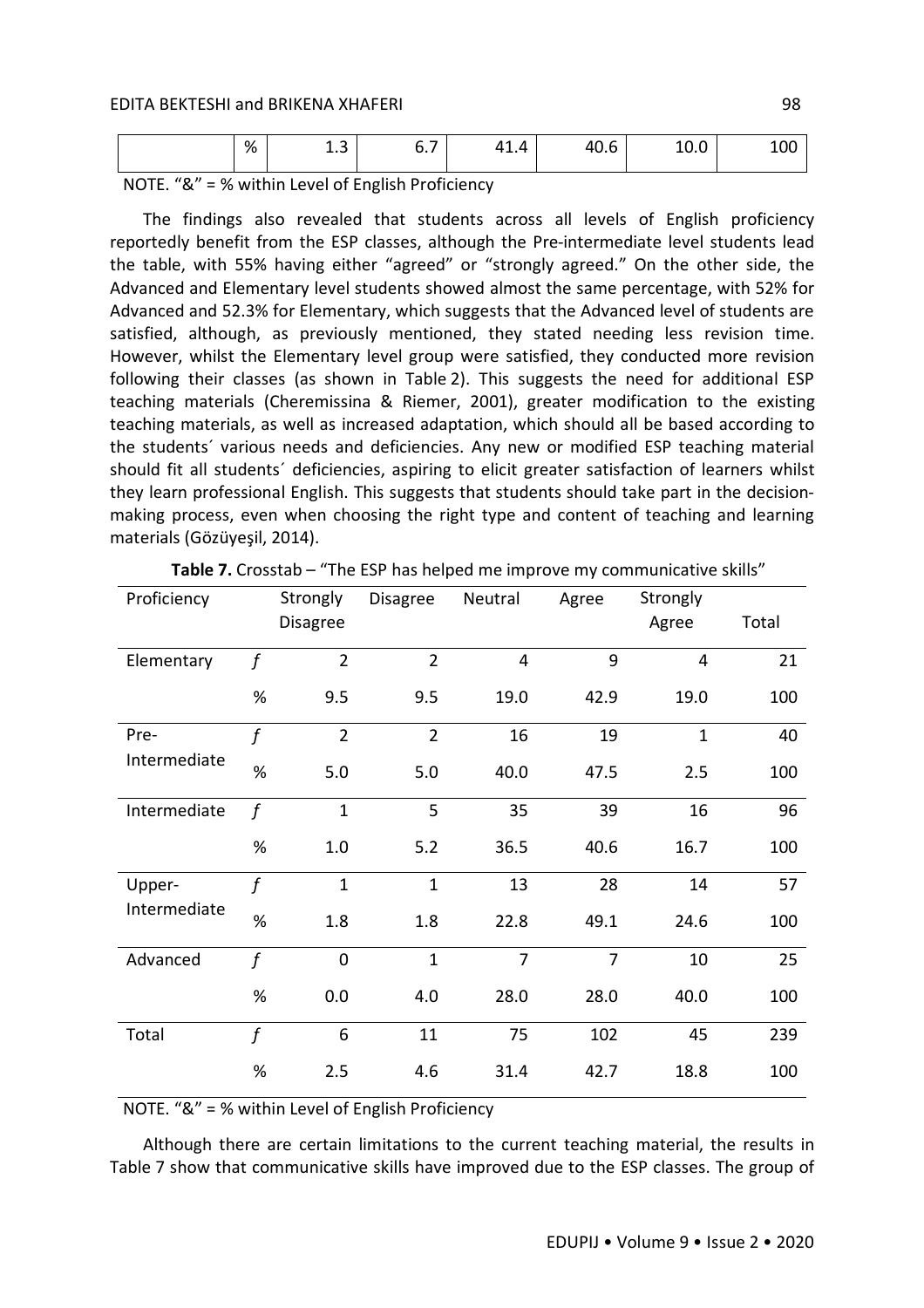| | % | 1.3 | 6.7 | 41.4 | 40.6 | 10.0 | 100 |
|---|---|---|---|---|---|---|---|

NOTE. "&" = % within Level of English Proficiency

The findings also revealed that students across all levels of English proficiency reportedly benefit from the ESP classes, although the Pre-intermediate level students lead the table, with 55% having either "agreed" or "strongly agreed." On the other side, the Advanced and Elementary level students showed almost the same percentage, with 52% for Advanced and 52.3% for Elementary, which suggests that the Advanced level of students are satisfied, although, as previously mentioned, they stated needing less revision time. However, whilst the Elementary level group were satisfied, they conducted more revision following their classes (as shown in Table 2). This suggests the need for additional ESP teaching materials (Cheremissina & Riemer, 2001), greater modification to the existing teaching materials, as well as increased adaptation, which should all be based according to the students´ various needs and deficiencies. Any new or modified ESP teaching material should fit all students´ deficiencies, aspiring to elicit greater satisfaction of learners whilst they learn professional English. This suggests that students should take part in the decision-making process, even when choosing the right type and content of teaching and learning materials (Gözüyeşil, 2014).

**Table 7.** Crosstab – "The ESP has helped me improve my communicative skills"

| Proficiency | | Strongly Disagree | Disagree | Neutral | Agree | Strongly Agree | Total |
|---|---|---|---|---|---|---|---|
| Elementary | *f* | 2 | 2 | 4 | 9 | 4 | 21 |
| | % | 9.5 | 9.5 | 19.0 | 42.9 | 19.0 | 100 |
| Pre-Intermediate | *f* | 2 | 2 | 16 | 19 | 1 | 40 |
| | % | 5.0 | 5.0 | 40.0 | 47.5 | 2.5 | 100 |
| Intermediate | *f* | 1 | 5 | 35 | 39 | 16 | 96 |
| | % | 1.0 | 5.2 | 36.5 | 40.6 | 16.7 | 100 |
| Upper-Intermediate | *f* | 1 | 1 | 13 | 28 | 14 | 57 |
| | % | 1.8 | 1.8 | 22.8 | 49.1 | 24.6 | 100 |
| Advanced | *f* | 0 | 1 | 7 | 7 | 10 | 25 |
| | % | 0.0 | 4.0 | 28.0 | 28.0 | 40.0 | 100 |
| Total | *f* | 6 | 11 | 75 | 102 | 45 | 239 |
| | % | 2.5 | 4.6 | 31.4 | 42.7 | 18.8 | 100 |

NOTE. "&" = % within Level of English Proficiency

Although there are certain limitations to the current teaching material, the results in Table 7 show that communicative skills have improved due to the ESP classes. The group of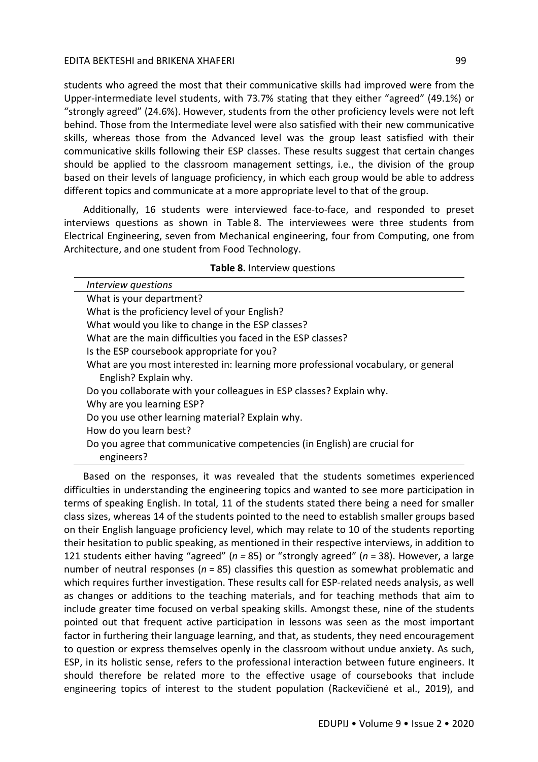students who agreed the most that their communicative skills had improved were from the Upper-intermediate level students, with 73.7% stating that they either "agreed" (49.1%) or "strongly agreed" (24.6%). However, students from the other proficiency levels were not left behind. Those from the Intermediate level were also satisfied with their new communicative skills, whereas those from the Advanced level was the group least satisfied with their communicative skills following their ESP classes. These results suggest that certain changes should be applied to the classroom management settings, i.e., the division of the group based on their levels of language proficiency, in which each group would be able to address different topics and communicate at a more appropriate level to that of the group.

Additionally, 16 students were interviewed face-to-face, and responded to preset interviews questions as shown in Table 8. The interviewees were three students from Electrical Engineering, seven from Mechanical engineering, four from Computing, one from Architecture, and one student from Food Technology.

**Table 8.** Interview questions

| *Interview questions* |
| --- |
| What is your department? |
| What is the proficiency level of your English? |
| What would you like to change in the ESP classes? |
| What are the main difficulties you faced in the ESP classes? |
| Is the ESP coursebook appropriate for you? |
| What are you most interested in: learning more professional vocabulary, or general English? Explain why. |
| Do you collaborate with your colleagues in ESP classes? Explain why. |
| Why are you learning ESP? |
| Do you use other learning material? Explain why. |
| How do you learn best? |
| Do you agree that communicative competencies (in English) are crucial for engineers? |

Based on the responses, it was revealed that the students sometimes experienced difficulties in understanding the engineering topics and wanted to see more participation in terms of speaking English. In total, 11 of the students stated there being a need for smaller class sizes, whereas 14 of the students pointed to the need to establish smaller groups based on their English language proficiency level, which may relate to 10 of the students reporting their hesitation to public speaking, as mentioned in their respective interviews, in addition to 121 students either having "agreed" ($n$ = 85) or "strongly agreed" ($n$ = 38). However, a large number of neutral responses ($n$ = 85) classifies this question as somewhat problematic and which requires further investigation. These results call for ESP-related needs analysis, as well as changes or additions to the teaching materials, and for teaching methods that aim to include greater time focused on verbal speaking skills. Amongst these, nine of the students pointed out that frequent active participation in lessons was seen as the most important factor in furthering their language learning, and that, as students, they need encouragement to question or express themselves openly in the classroom without undue anxiety. As such, ESP, in its holistic sense, refers to the professional interaction between future engineers. It should therefore be related more to the effective usage of coursebooks that include engineering topics of interest to the student population (Rackevičienė et al., 2019), and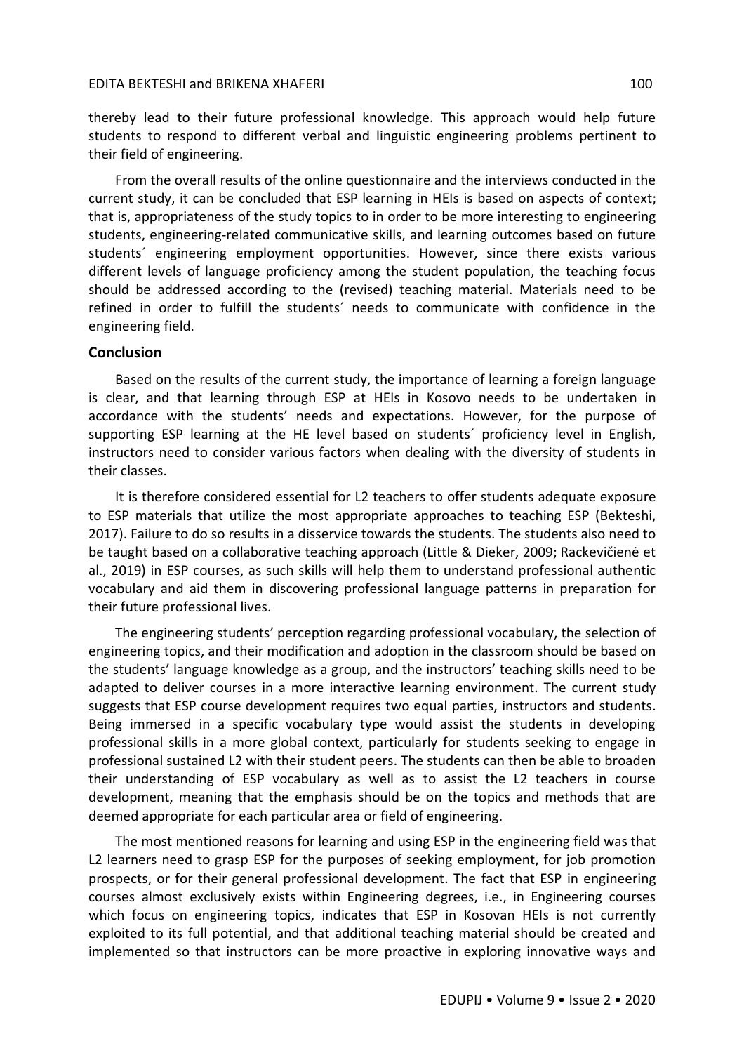thereby lead to their future professional knowledge. This approach would help future students to respond to different verbal and linguistic engineering problems pertinent to their field of engineering.

From the overall results of the online questionnaire and the interviews conducted in the current study, it can be concluded that ESP learning in HEIs is based on aspects of context; that is, appropriateness of the study topics to in order to be more interesting to engineering students, engineering-related communicative skills, and learning outcomes based on future students´ engineering employment opportunities. However, since there exists various different levels of language proficiency among the student population, the teaching focus should be addressed according to the (revised) teaching material. Materials need to be refined in order to fulfill the students´ needs to communicate with confidence in the engineering field.

## Conclusion

Based on the results of the current study, the importance of learning a foreign language is clear, and that learning through ESP at HEIs in Kosovo needs to be undertaken in accordance with the students' needs and expectations. However, for the purpose of supporting ESP learning at the HE level based on students´ proficiency level in English, instructors need to consider various factors when dealing with the diversity of students in their classes.

It is therefore considered essential for L2 teachers to offer students adequate exposure to ESP materials that utilize the most appropriate approaches to teaching ESP (Bekteshi, 2017). Failure to do so results in a disservice towards the students. The students also need to be taught based on a collaborative teaching approach (Little & Dieker, 2009; Rackevičienė et al., 2019) in ESP courses, as such skills will help them to understand professional authentic vocabulary and aid them in discovering professional language patterns in preparation for their future professional lives.

The engineering students' perception regarding professional vocabulary, the selection of engineering topics, and their modification and adoption in the classroom should be based on the students' language knowledge as a group, and the instructors' teaching skills need to be adapted to deliver courses in a more interactive learning environment. The current study suggests that ESP course development requires two equal parties, instructors and students. Being immersed in a specific vocabulary type would assist the students in developing professional skills in a more global context, particularly for students seeking to engage in professional sustained L2 with their student peers. The students can then be able to broaden their understanding of ESP vocabulary as well as to assist the L2 teachers in course development, meaning that the emphasis should be on the topics and methods that are deemed appropriate for each particular area or field of engineering.

The most mentioned reasons for learning and using ESP in the engineering field was that L2 learners need to grasp ESP for the purposes of seeking employment, for job promotion prospects, or for their general professional development. The fact that ESP in engineering courses almost exclusively exists within Engineering degrees, i.e., in Engineering courses which focus on engineering topics, indicates that ESP in Kosovan HEIs is not currently exploited to its full potential, and that additional teaching material should be created and implemented so that instructors can be more proactive in exploring innovative ways and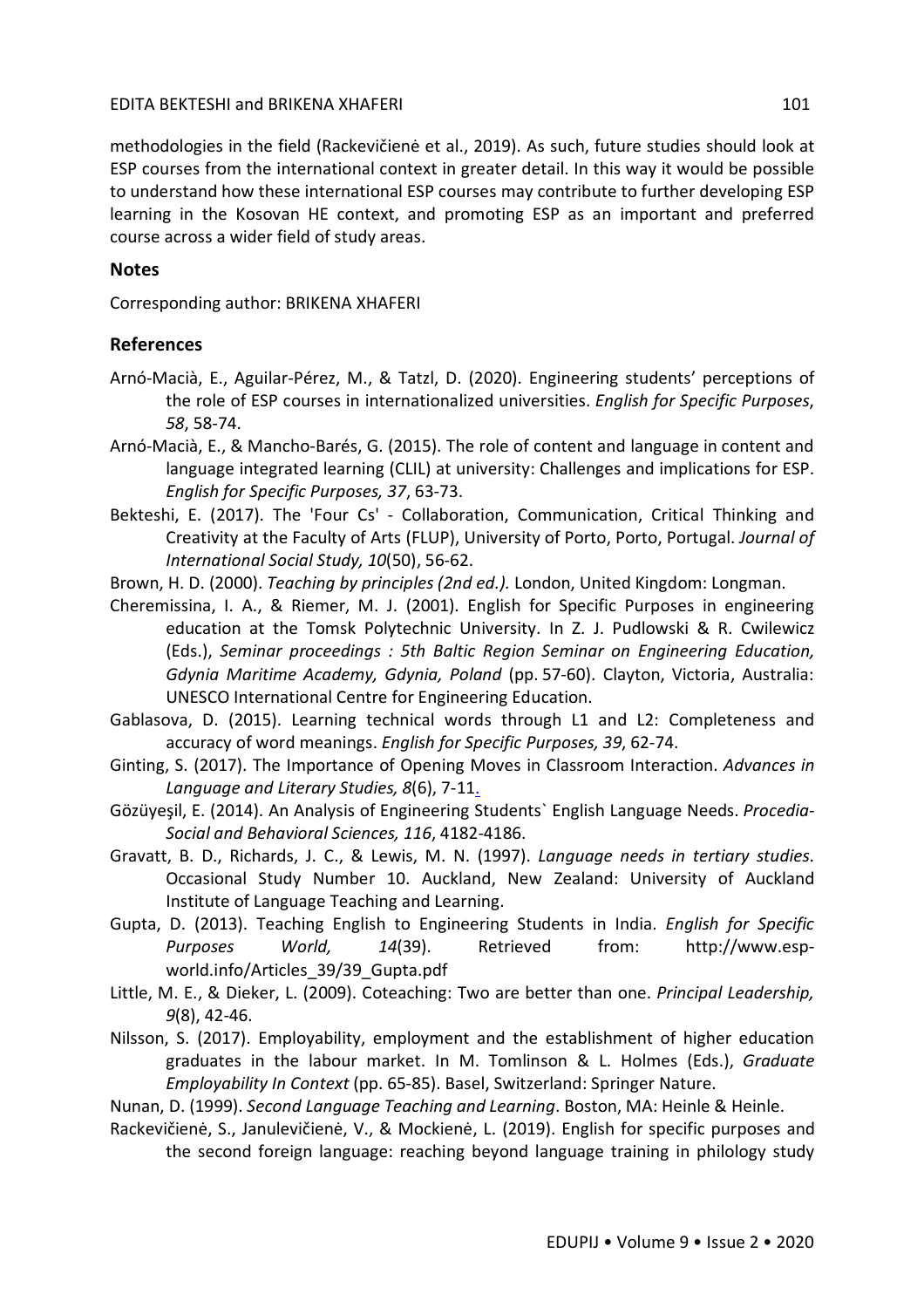methodologies in the field (Rackevičienė et al., 2019). As such, future studies should look at ESP courses from the international context in greater detail. In this way it would be possible to understand how these international ESP courses may contribute to further developing ESP learning in the Kosovan HE context, and promoting ESP as an important and preferred course across a wider field of study areas.

## Notes

Corresponding author: BRIKENA XHAFERI

## References

Arnó-Macià, E., Aguilar-Pérez, M., & Tatzl, D. (2020). Engineering students' perceptions of the role of ESP courses in internationalized universities. *English for Specific Purposes*, *58*, 58-74.

Arnó-Macià, E., & Mancho-Barés, G. (2015). The role of content and language in content and language integrated learning (CLIL) at university: Challenges and implications for ESP. *English for Specific Purposes, 37*, 63-73.

Bekteshi, E. (2017). The 'Four Cs' - Collaboration, Communication, Critical Thinking and Creativity at the Faculty of Arts (FLUP), University of Porto, Porto, Portugal. *Journal of International Social Study, 10*(50), 56-62.

Brown, H. D. (2000). *Teaching by principles (2nd ed.).* London, United Kingdom: Longman.

Cheremissina, I. A., & Riemer, M. J. (2001). English for Specific Purposes in engineering education at the Tomsk Polytechnic University. In Z. J. Pudlowski & R. Cwilewicz (Eds.), *Seminar proceedings : 5th Baltic Region Seminar on Engineering Education, Gdynia Maritime Academy, Gdynia, Poland* (pp. 57-60). Clayton, Victoria, Australia: UNESCO International Centre for Engineering Education.

Gablasova, D. (2015). Learning technical words through L1 and L2: Completeness and accuracy of word meanings. *English for Specific Purposes, 39*, 62-74.

Ginting, S. (2017). The Importance of Opening Moves in Classroom Interaction. *Advances in Language and Literary Studies, 8*(6), 7-11.

Gözüyeşil, E. (2014). An Analysis of Engineering Students` English Language Needs. *Procedia-Social and Behavioral Sciences, 116*, 4182-4186.

Gravatt, B. D., Richards, J. C., & Lewis, M. N. (1997). *Language needs in tertiary studies*. Occasional Study Number 10. Auckland, New Zealand: University of Auckland Institute of Language Teaching and Learning.

Gupta, D. (2013). Teaching English to Engineering Students in India. *English for Specific Purposes World, 14*(39). Retrieved from: http://www.esp-world.info/Articles_39/39_Gupta.pdf

Little, M. E., & Dieker, L. (2009). Coteaching: Two are better than one. *Principal Leadership, 9*(8), 42-46.

Nilsson, S. (2017). Employability, employment and the establishment of higher education graduates in the labour market. In M. Tomlinson & L. Holmes (Eds.), *Graduate Employability In Context* (pp. 65-85). Basel, Switzerland: Springer Nature.

Nunan, D. (1999). *Second Language Teaching and Learning*. Boston, MA: Heinle & Heinle.

Rackevičienė, S., Janulevičienė, V., & Mockienė, L. (2019). English for specific purposes and the second foreign language: reaching beyond language training in philology study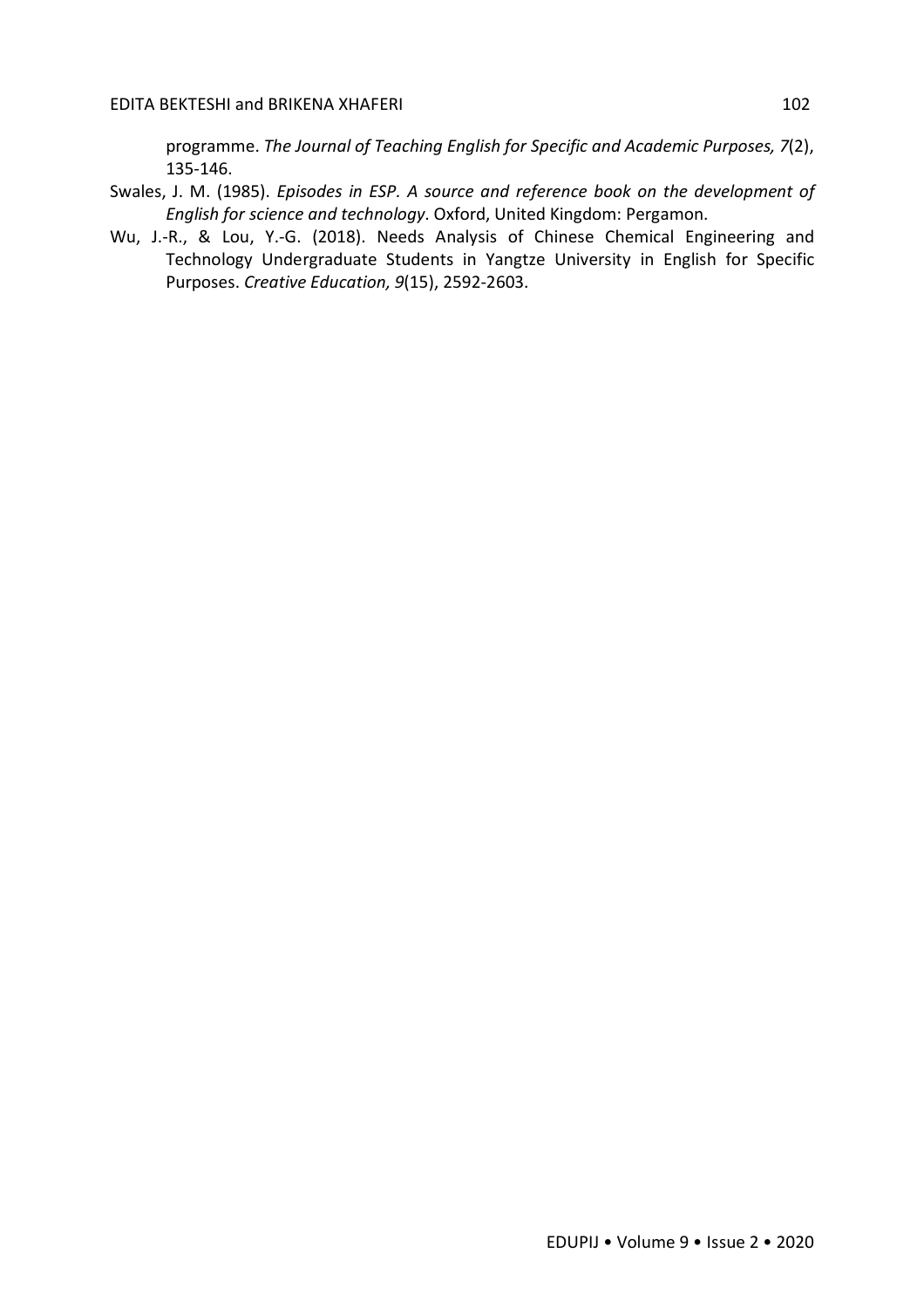programme. *The Journal of Teaching English for Specific and Academic Purposes, 7*(2), 135-146.

Swales, J. M. (1985). *Episodes in ESP. A source and reference book on the development of English for science and technology*. Oxford, United Kingdom: Pergamon.

Wu, J.-R., & Lou, Y.-G. (2018). Needs Analysis of Chinese Chemical Engineering and Technology Undergraduate Students in Yangtze University in English for Specific Purposes. *Creative Education, 9*(15), 2592-2603.